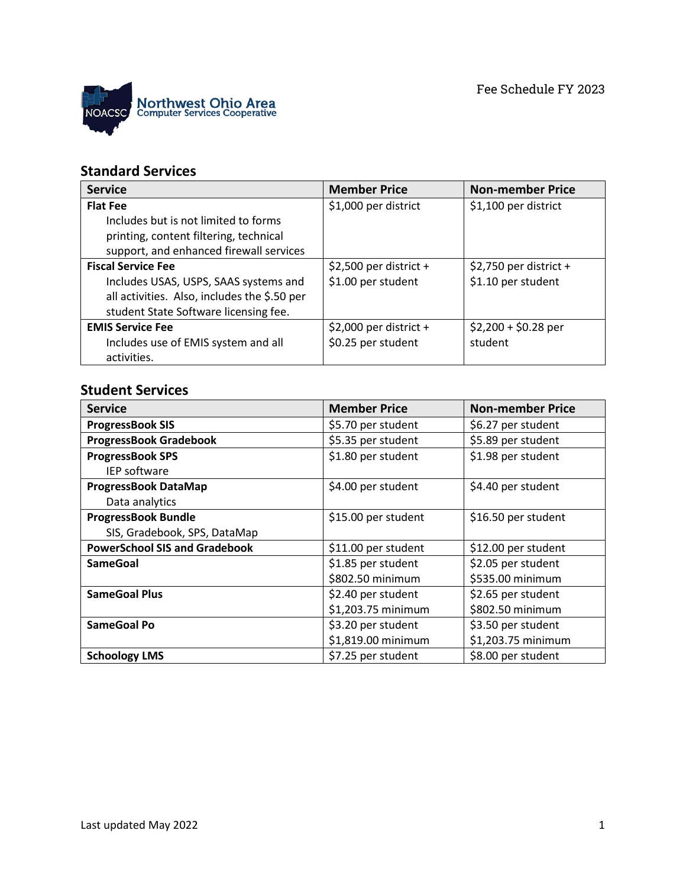Northwest Ohio Area Computer Services Cooperative

Fee Schedule FY 2023

## Standard Services

| Service | Member Price | Non-member Price |
|---|---|---|
| **Flat Fee**<br>Includes but is not limited to forms printing, content filtering, technical support, and enhanced firewall services | $1,000 per district | $1,100 per district |
| **Fiscal Service Fee**<br>Includes USAS, USPS, SAAS systems and all activities. Also, includes the $.50 per student State Software licensing fee. | $2,500 per district + $1.00 per student | $2,750 per district + $1.10 per student |
| **EMIS Service Fee**<br>Includes use of EMIS system and all activities. | $2,000 per district + $0.25 per student | $2,200 + $0.28 per student |

## Student Services

| Service | Member Price | Non-member Price |
|---|---|---|
| **ProgressBook SIS** | $5.70 per student | $6.27 per student |
| **ProgressBook Gradebook** | $5.35 per student | $5.89 per student |
| **ProgressBook SPS**<br>IEP software | $1.80 per student | $1.98 per student |
| **ProgressBook DataMap**<br>Data analytics | $4.00 per student | $4.40 per student |
| **ProgressBook Bundle**<br>SIS, Gradebook, SPS, DataMap | $15.00 per student | $16.50 per student |
| **PowerSchool SIS and Gradebook** | $11.00 per student | $12.00 per student |
| **SameGoal** | $1.85 per student<br>$802.50 minimum | $2.05 per student<br>$535.00 minimum |
| **SameGoal Plus** | $2.40 per student<br>$1,203.75 minimum | $2.65 per student<br>$802.50 minimum |
| **SameGoal Po** | $3.20 per student<br>$1,819.00 minimum | $3.50 per student<br>$1,203.75 minimum |
| **Schoology LMS** | $7.25 per student | $8.00 per student |

Last updated May 2022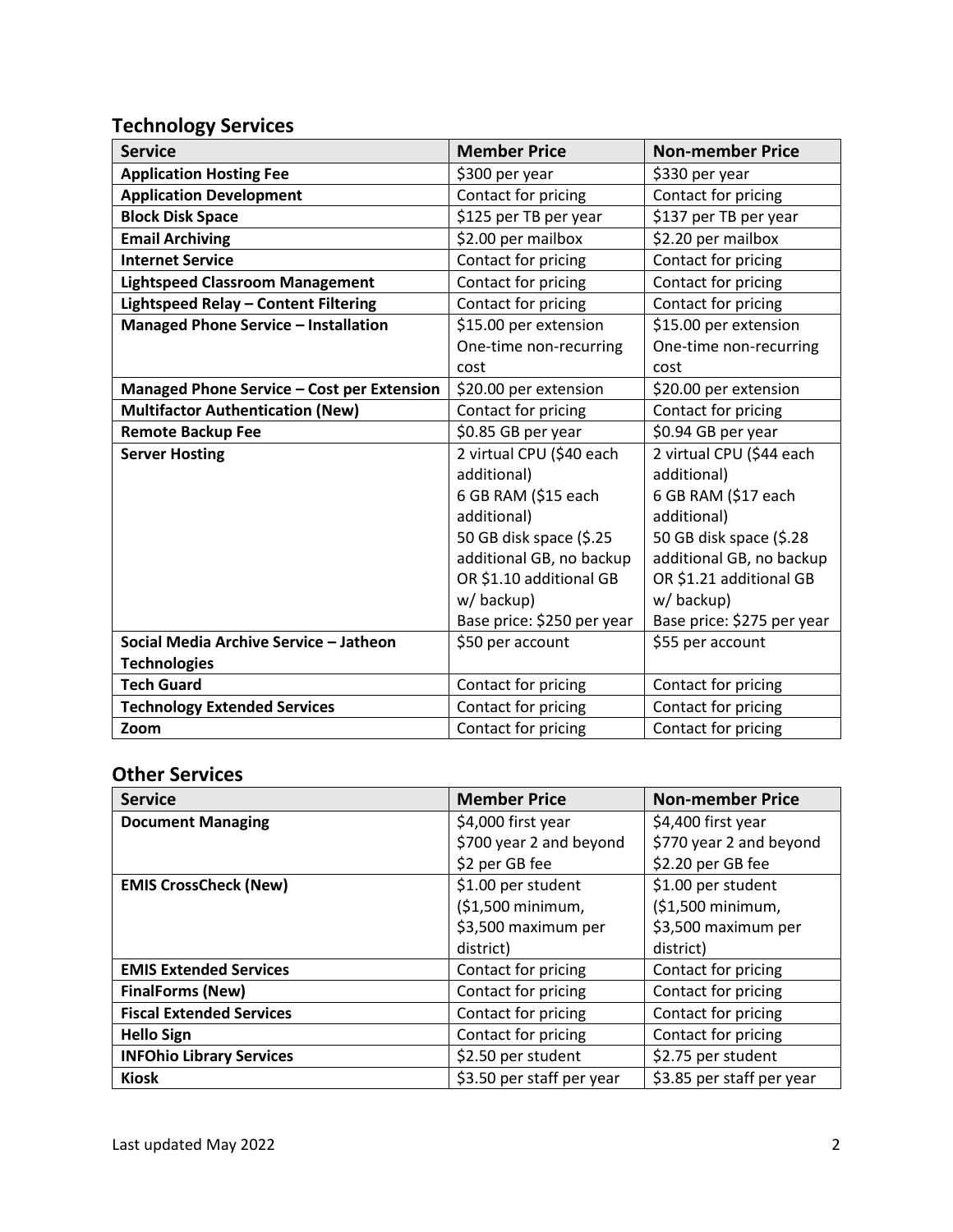## Technology Services

| Service | Member Price | Non-member Price |
| --- | --- | --- |
| **Application Hosting Fee** | $300 per year | $330 per year |
| **Application Development** | Contact for pricing | Contact for pricing |
| **Block Disk Space** | $125 per TB per year | $137 per TB per year |
| **Email Archiving** | $2.00 per mailbox | $2.20 per mailbox |
| **Internet Service** | Contact for pricing | Contact for pricing |
| **Lightspeed Classroom Management** | Contact for pricing | Contact for pricing |
| **Lightspeed Relay – Content Filtering** | Contact for pricing | Contact for pricing |
| **Managed Phone Service – Installation** | $15.00 per extension One-time non-recurring cost | $15.00 per extension One-time non-recurring cost |
| **Managed Phone Service – Cost per Extension** | $20.00 per extension | $20.00 per extension |
| **Multifactor Authentication (New)** | Contact for pricing | Contact for pricing |
| **Remote Backup Fee** | $0.85 GB per year | $0.94 GB per year |
| **Server Hosting** | 2 virtual CPU ($40 each additional) 6 GB RAM ($15 each additional) 50 GB disk space ($.25 additional GB, no backup OR $1.10 additional GB w/ backup) Base price: $250 per year | 2 virtual CPU ($44 each additional) 6 GB RAM ($17 each additional) 50 GB disk space ($.28 additional GB, no backup OR $1.21 additional GB w/ backup) Base price: $275 per year |
| **Social Media Archive Service – Jatheon Technologies** | $50 per account | $55 per account |
| **Tech Guard** | Contact for pricing | Contact for pricing |
| **Technology Extended Services** | Contact for pricing | Contact for pricing |
| **Zoom** | Contact for pricing | Contact for pricing |

## Other Services

| Service | Member Price | Non-member Price |
| --- | --- | --- |
| **Document Managing** | $4,000 first year $700 year 2 and beyond $2 per GB fee | $4,400 first year $770 year 2 and beyond $2.20 per GB fee |
| **EMIS CrossCheck (New)** | $1.00 per student ($1,500 minimum, $3,500 maximum per district) | $1.00 per student ($1,500 minimum, $3,500 maximum per district) |
| **EMIS Extended Services** | Contact for pricing | Contact for pricing |
| **FinalForms (New)** | Contact for pricing | Contact for pricing |
| **Fiscal Extended Services** | Contact for pricing | Contact for pricing |
| **Hello Sign** | Contact for pricing | Contact for pricing |
| **INFOhio Library Services** | $2.50 per student | $2.75 per student |
| **Kiosk** | $3.50 per staff per year | $3.85 per staff per year |

Last updated May 2022